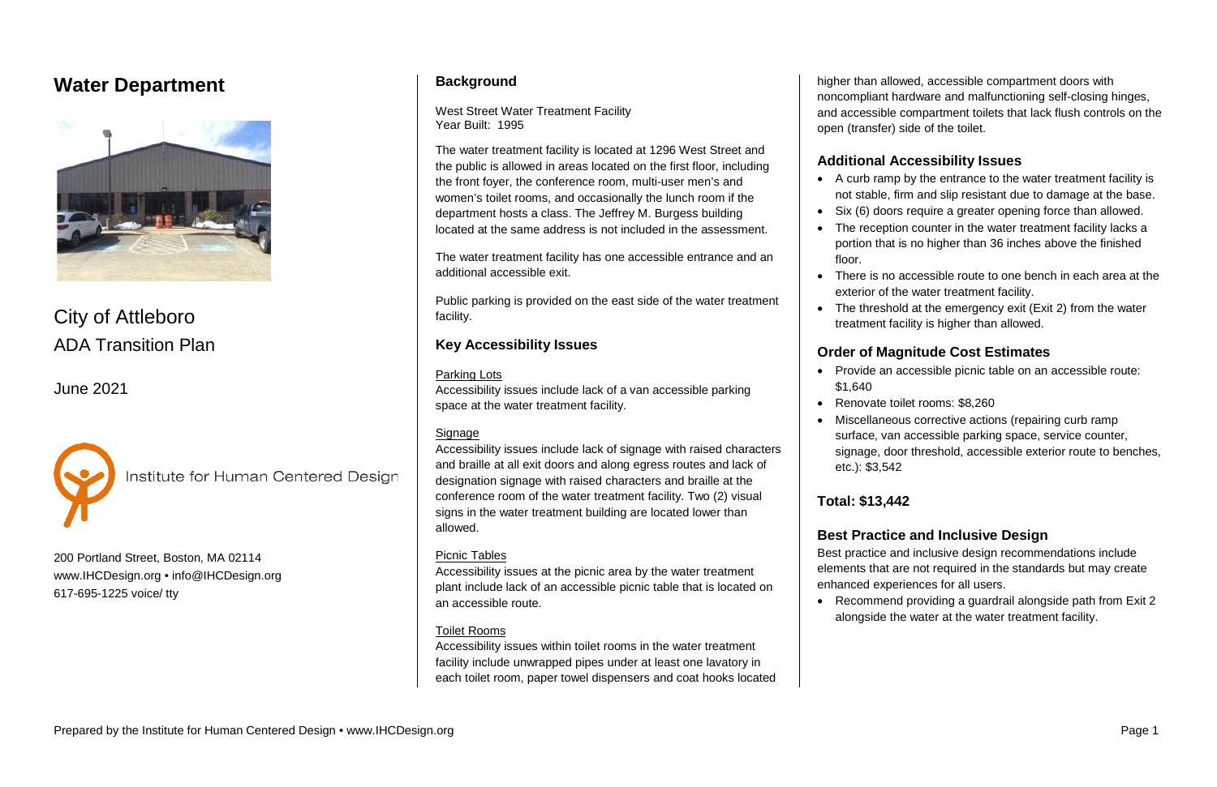# Water Department

City of Attleboro
ADA Transition Plan

June 2021

Institute for Human Centered Design

200 Portland Street, Boston, MA 02114
www.IHCDesign.org • info@IHCDesign.org
617-695-1225 voice/ tty

## Background

West Street Water Treatment Facility
Year Built: 1995

The water treatment facility is located at 1296 West Street and the public is allowed in areas located on the first floor, including the front foyer, the conference room, multi-user men's and women's toilet rooms, and occasionally the lunch room if the department hosts a class. The Jeffrey M. Burgess building located at the same address is not included in the assessment.

The water treatment facility has one accessible entrance and an additional accessible exit.

Public parking is provided on the east side of the water treatment facility.

## Key Accessibility Issues

Parking Lots
Accessibility issues include lack of a van accessible parking space at the water treatment facility.

Signage
Accessibility issues include lack of signage with raised characters and braille at all exit doors and along egress routes and lack of designation signage with raised characters and braille at the conference room of the water treatment facility. Two (2) visual signs in the water treatment building are located lower than allowed.

Picnic Tables
Accessibility issues at the picnic area by the water treatment plant include lack of an accessible picnic table that is located on an accessible route.

Toilet Rooms
Accessibility issues within toilet rooms in the water treatment facility include unwrapped pipes under at least one lavatory in each toilet room, paper towel dispensers and coat hooks located higher than allowed, accessible compartment doors with noncompliant hardware and malfunctioning self-closing hinges, and accessible compartment toilets that lack flush controls on the open (transfer) side of the toilet.

## Additional Accessibility Issues

- A curb ramp by the entrance to the water treatment facility is not stable, firm and slip resistant due to damage at the base.
- Six (6) doors require a greater opening force than allowed.
- The reception counter in the water treatment facility lacks a portion that is no higher than 36 inches above the finished floor.
- There is no accessible route to one bench in each area at the exterior of the water treatment facility.
- The threshold at the emergency exit (Exit 2) from the water treatment facility is higher than allowed.

## Order of Magnitude Cost Estimates

- Provide an accessible picnic table on an accessible route: $1,640
- Renovate toilet rooms: $8,260
- Miscellaneous corrective actions (repairing curb ramp surface, van accessible parking space, service counter, signage, door threshold, accessible exterior route to benches, etc.): $3,542

## Total: $13,442

## Best Practice and Inclusive Design

Best practice and inclusive design recommendations include elements that are not required in the standards but may create enhanced experiences for all users.

- Recommend providing a guardrail alongside path from Exit 2 alongside the water at the water treatment facility.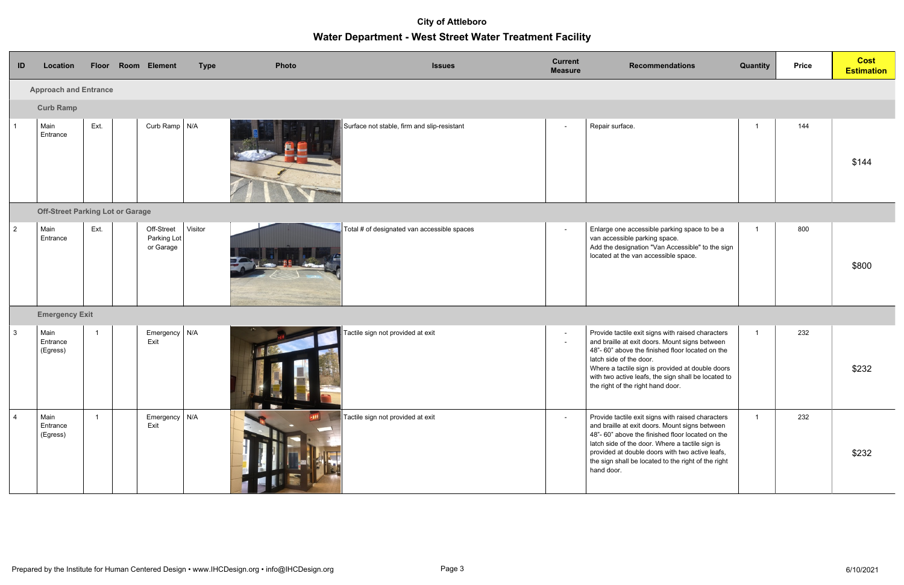**City of Attleboro**

# Water Department - West Street Water Treatment Facility

| ID | Location | Floor | Room | Element | Type | Photo | Issues | Current Measure | Recommendations | Quantity | Price | Cost Estimation |
|---|---|---|---|---|---|---|---|---|---|---|---|---|
| | **Approach and Entrance** | | | | | | | | | | | |
| | **Curb Ramp** | | | | | | | | | | | |
| 1 | Main Entrance | Ext. | | Curb Ramp | N/A | | Surface not stable, firm and slip-resistant | - | Repair surface. | 1 | 144 | $144 |
| | **Off-Street Parking Lot or Garage** | | | | | | | | | | | |
| 2 | Main Entrance | Ext. | | Off-Street Parking Lot or Garage | Visitor | | Total # of designated van accessible spaces | - | Enlarge one accessible parking space to be a van accessible parking space. Add the designation "Van Accessible" to the sign located at the van accessible space. | 1 | 800 | $800 |
| | **Emergency Exit** | | | | | | | | | | | |
| 3 | Main Entrance (Egress) | 1 | | Emergency Exit | N/A | | Tactile sign not provided at exit | - - | Provide tactile exit signs with raised characters and braille at exit doors. Mount signs between 48"- 60" above the finished floor located on the latch side of the door. Where a tactile sign is provided at double doors with two active leafs, the sign shall be located to the right of the right hand door. | 1 | 232 | $232 |
| 4 | Main Entrance (Egress) | 1 | | Emergency Exit | N/A | | Tactile sign not provided at exit | - | Provide tactile exit signs with raised characters and braille at exit doors. Mount signs between 48"- 60" above the finished floor located on the latch side of the door. Where a tactile sign is provided at double doors with two active leafs, the sign shall be located to the right of the right hand door. | 1 | 232 | $232 |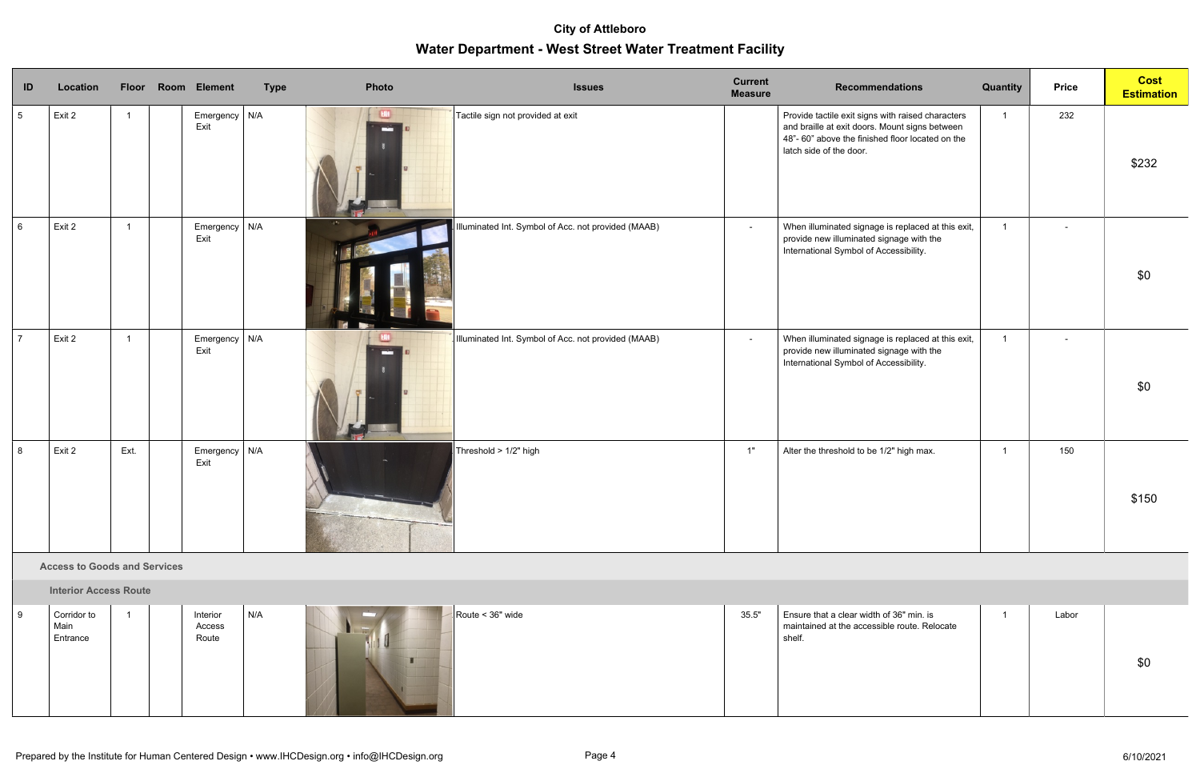# City of Attleboro

## Water Department - West Street Water Treatment Facility

| ID | Location | Floor | Room | Element | Type | Photo | Issues | Current Measure | Recommendations | Quantity | Price | Cost Estimation |
|---|---|---|---|---|---|---|---|---|---|---|---|---|
| 5 | Exit 2 | 1 | | Emergency Exit | N/A | | Tactile sign not provided at exit | | Provide tactile exit signs with raised characters and braille at exit doors. Mount signs between 48"- 60" above the finished floor located on the latch side of the door. | 1 | 232 | $232 |
| 6 | Exit 2 | 1 | | Emergency Exit | N/A | | Illuminated Int. Symbol of Acc. not provided (MAAB) | - | When illuminated signage is replaced at this exit, provide new illuminated signage with the International Symbol of Accessibility. | 1 | - | $0 |
| 7 | Exit 2 | 1 | | Emergency Exit | N/A | | Illuminated Int. Symbol of Acc. not provided (MAAB) | - | When illuminated signage is replaced at this exit, provide new illuminated signage with the International Symbol of Accessibility. | 1 | - | $0 |
| 8 | Exit 2 | Ext. | | Emergency Exit | N/A | | Threshold > 1/2" high | 1" | Alter the threshold to be 1/2" high max. | 1 | 150 | $150 |
| **Access to Goods and Services** | | | | | | | | | | | | |
| **Interior Access Route** | | | | | | | | | | | | |
| 9 | Corridor to Main Entrance | 1 | | Interior Access Route | N/A | | Route < 36" wide | 35.5" | Ensure that a clear width of 36" min. is maintained at the accessible route. Relocate shelf. | 1 | Labor | $0 |

Prepared by the Institute for Human Centered Design • www.IHCDesign.org • info@IHCDesign.org

6/10/2021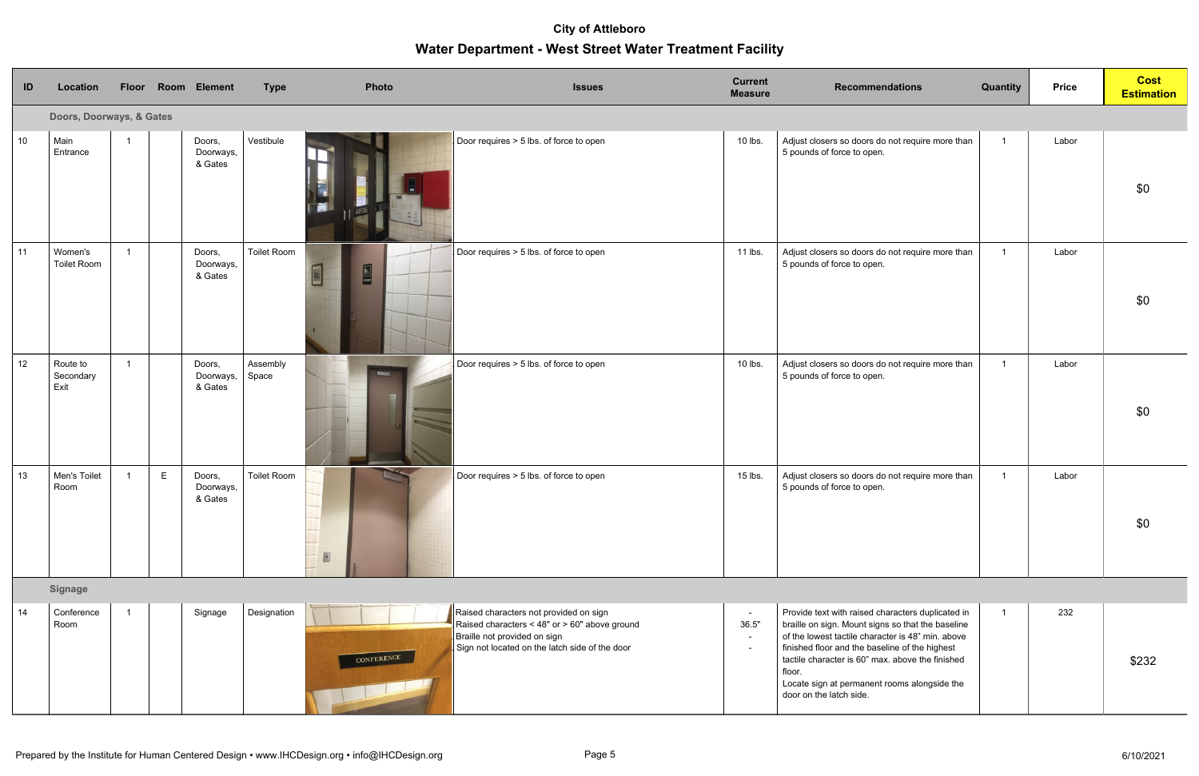# City of Attleboro

## Water Department - West Street Water Treatment Facility

| ID | Location | Floor | Room | Element | Type | Photo | Issues | Current Measure | Recommendations | Quantity | Price | Cost Estimation |
|---|---|---|---|---|---|---|---|---|---|---|---|---|
| | **Doors, Doorways, & Gates** | | | | | | | | | | | |
| 10 | Main Entrance | 1 | | Doors, Doorways, & Gates | Vestibule | | Door requires > 5 lbs. of force to open | 10 lbs. | Adjust closers so doors do not require more than 5 pounds of force to open. | 1 | Labor | $0 |
| 11 | Women's Toilet Room | 1 | | Doors, Doorways, & Gates | Toilet Room | | Door requires > 5 lbs. of force to open | 11 lbs. | Adjust closers so doors do not require more than 5 pounds of force to open. | 1 | Labor | $0 |
| 12 | Route to Secondary Exit | 1 | | Doors, Doorways, & Gates | Assembly Space | | Door requires > 5 lbs. of force to open | 10 lbs. | Adjust closers so doors do not require more than 5 pounds of force to open. | 1 | Labor | $0 |
| 13 | Men's Toilet Room | 1 | E | Doors, Doorways, & Gates | Toilet Room | | Door requires > 5 lbs. of force to open | 15 lbs. | Adjust closers so doors do not require more than 5 pounds of force to open. | 1 | Labor | $0 |
| | **Signage** | | | | | | | | | | | |
| 14 | Conference Room | 1 | | Signage | Designation | | Raised characters not provided on sign<br>Raised characters < 48" or > 60" above ground<br>Braille not provided on sign<br>Sign not located on the latch side of the door | -<br>36.5"<br>-<br>- | Provide text with raised characters duplicated in braille on sign. Mount signs so that the baseline of the lowest tactile character is 48" min. above finished floor and the baseline of the highest tactile character is 60" max. above the finished floor.<br>Locate sign at permanent rooms alongside the door on the latch side. | 1 | 232 | $232 |

Prepared by the Institute for Human Centered Design • www.IHCDesign.org • info@IHCDesign.org

6/10/2021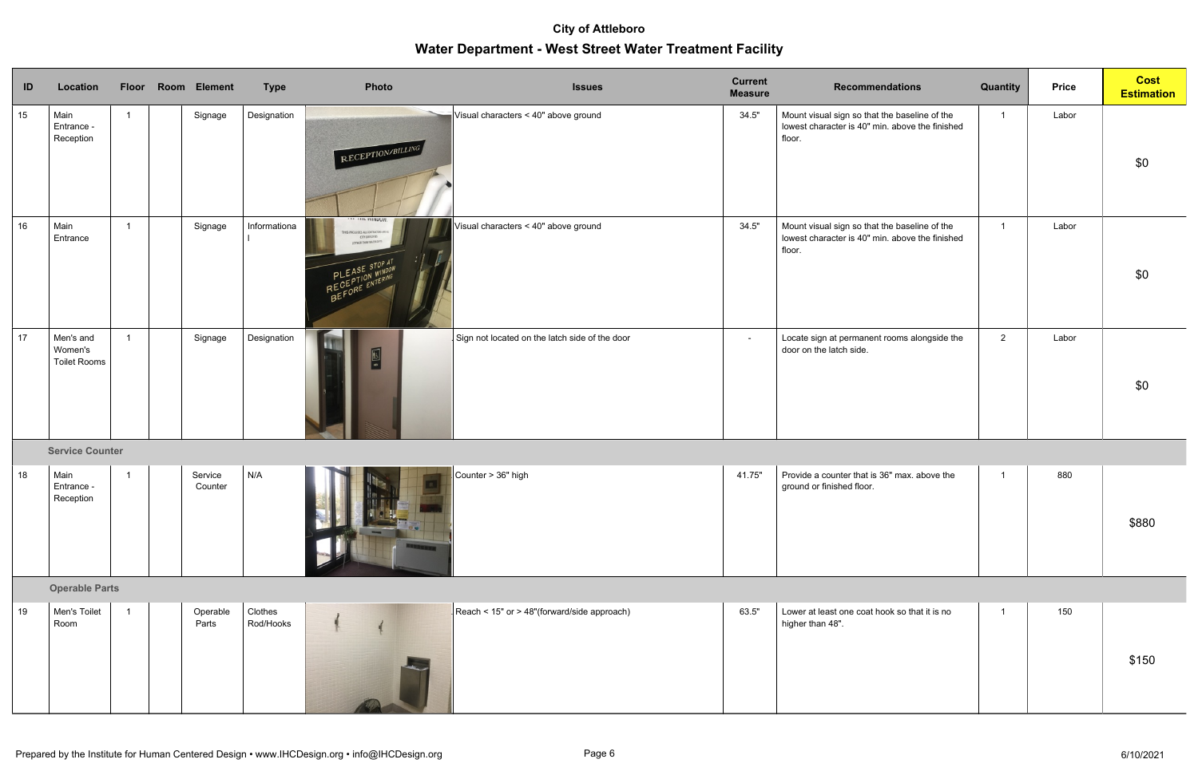# City of Attleboro

## Water Department - West Street Water Treatment Facility

| ID | Location | Floor | Room | Element | Type | Photo | Issues | Current Measure | Recommendations | Quantity | Price | Cost Estimation |
|---|---|---|---|---|---|---|---|---|---|---|---|---|
| 15 | Main Entrance - Reception | 1 | | Signage | Designation | | Visual characters < 40" above ground | 34.5" | Mount visual sign so that the baseline of the lowest character is 40" min. above the finished floor. | 1 | Labor | $0 |
| 16 | Main Entrance | 1 | | Signage | Informational | | Visual characters < 40" above ground | 34.5" | Mount visual sign so that the baseline of the lowest character is 40" min. above the finished floor. | 1 | Labor | $0 |
| 17 | Men's and Women's Toilet Rooms | 1 | | Signage | Designation | | Sign not located on the latch side of the door | - | Locate sign at permanent rooms alongside the door on the latch side. | 2 | Labor | $0 |
| | **Service Counter** | | | | | | | | | | | |
| 18 | Main Entrance - Reception | 1 | | Service Counter | N/A | | Counter > 36" high | 41.75" | Provide a counter that is 36" max. above the ground or finished floor. | 1 | 880 | $880 |
| | **Operable Parts** | | | | | | | | | | | |
| 19 | Men's Toilet Room | 1 | | Operable Parts | Clothes Rod/Hooks | | Reach < 15" or > 48"(forward/side approach) | 63.5" | Lower at least one coat hook so that it is no higher than 48". | 1 | 150 | $150 |

Prepared by the Institute for Human Centered Design • www.IHCDesign.org • info@IHCDesign.org

6/10/2021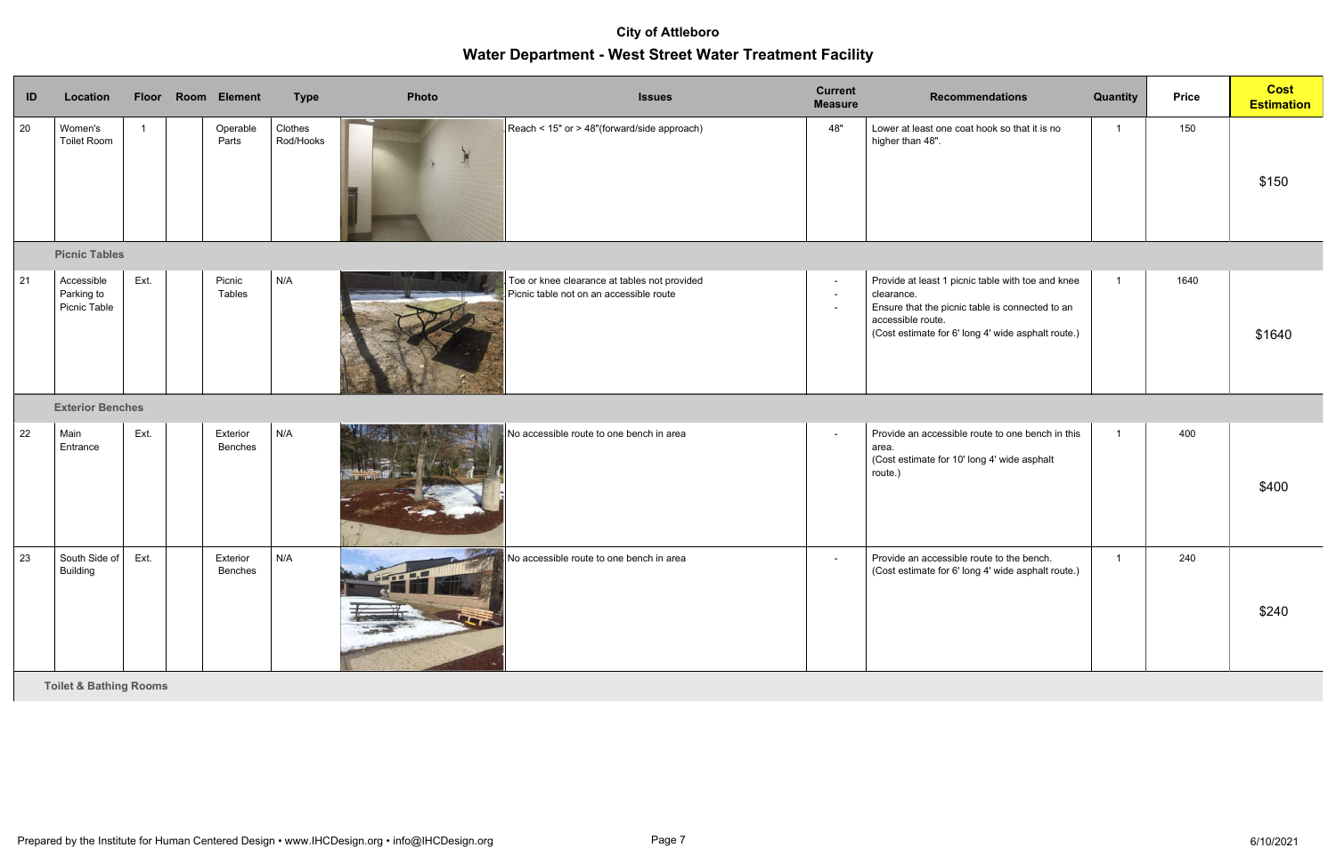**City of Attleboro**

## Water Department - West Street Water Treatment Facility

| ID | Location | Floor | Room | Element | Type | Photo | Issues | Current Measure | Recommendations | Quantity | Price | Cost Estimation |
|---|---|---|---|---|---|---|---|---|---|---|---|---|
| 20 | Women's Toilet Room | 1 | | Operable Parts | Clothes Rod/Hooks | | Reach < 15" or > 48"(forward/side approach) | 48" | Lower at least one coat hook so that it is no higher than 48". | 1 | 150 | $150 |
| | **Picnic Tables** | | | | | | | | | | | |
| 21 | Accessible Parking to Picnic Table | Ext. | | Picnic Tables | N/A | | Toe or knee clearance at tables not provided<br>Picnic table not on an accessible route | -<br>-<br>- | Provide at least 1 picnic table with toe and knee clearance.<br>Ensure that the picnic table is connected to an accessible route.<br>(Cost estimate for 6' long 4' wide asphalt route.) | 1 | 1640 | $1640 |
| | **Exterior Benches** | | | | | | | | | | | |
| 22 | Main Entrance | Ext. | | Exterior Benches | N/A | | No accessible route to one bench in area | - | Provide an accessible route to one bench in this area.<br>(Cost estimate for 10' long 4' wide asphalt route.) | 1 | 400 | $400 |
| 23 | South Side of Building | Ext. | | Exterior Benches | N/A | | No accessible route to one bench in area | - | Provide an accessible route to the bench.<br>(Cost estimate for 6' long 4' wide asphalt route.) | 1 | 240 | $240 |
| | **Toilet & Bathing Rooms** | | | | | | | | | | | |

Prepared by the Institute for Human Centered Design • www.IHCDesign.org • info@IHCDesign.org

6/10/2021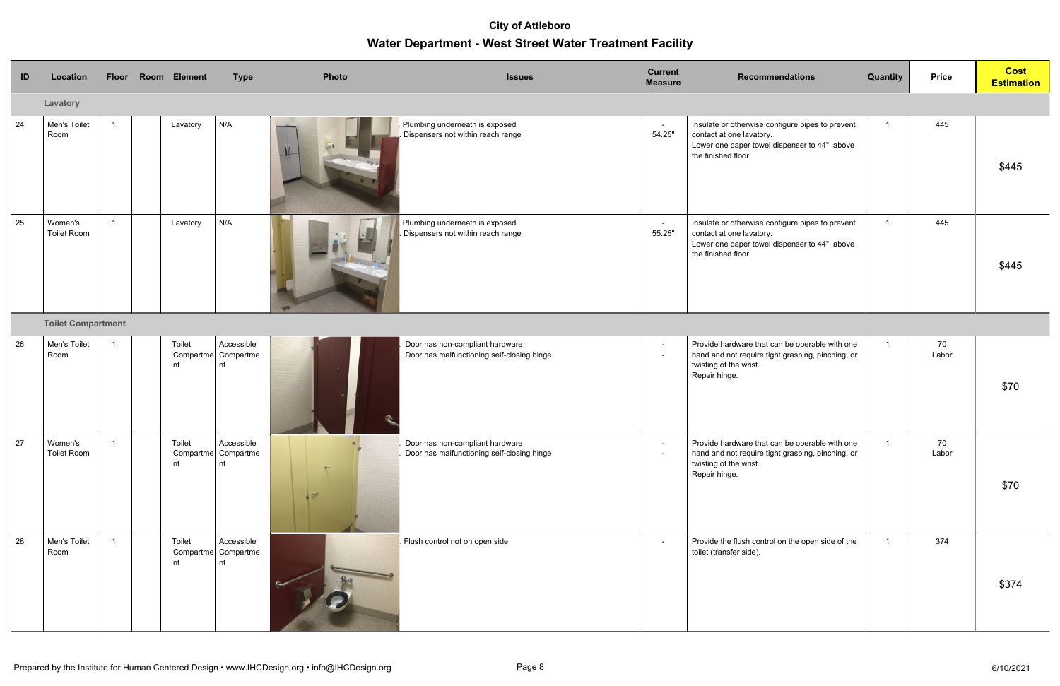**City of Attleboro**

## Water Department - West Street Water Treatment Facility

| ID | Location | Floor | Room | Element | Type | Photo | Issues | Current Measure | Recommendations | Quantity | Price | Cost Estimation |
|---|---|---|---|---|---|---|---|---|---|---|---|---|
| | **Lavatory** | | | | | | | | | | | |
| 24 | Men's Toilet Room | 1 | | Lavatory | N/A | | Plumbing underneath is exposed<br>Dispensers not within reach range | -<br>54.25" | Insulate or otherwise configure pipes to prevent contact at one lavatory.<br>Lower one paper towel dispenser to 44" above the finished floor. | 1 | 445 | $445 |
| 25 | Women's Toilet Room | 1 | | Lavatory | N/A | | Plumbing underneath is exposed<br>Dispensers not within reach range | -<br>55.25" | Insulate or otherwise configure pipes to prevent contact at one lavatory.<br>Lower one paper towel dispenser to 44" above the finished floor. | 1 | 445 | $445 |
| | **Toilet Compartment** | | | | | | | | | | | |
| 26 | Men's Toilet Room | 1 | | Toilet Compartment | Accessible Compartment | | Door has non-compliant hardware<br>Door has malfunctioning self-closing hinge | -<br>- | Provide hardware that can be operable with one hand and not require tight grasping, pinching, or twisting of the wrist.<br>Repair hinge. | 1 | 70<br>Labor | $70 |
| 27 | Women's Toilet Room | 1 | | Toilet Compartment | Accessible Compartment | | Door has non-compliant hardware<br>Door has malfunctioning self-closing hinge | -<br>- | Provide hardware that can be operable with one hand and not require tight grasping, pinching, or twisting of the wrist.<br>Repair hinge. | 1 | 70<br>Labor | $70 |
| 28 | Men's Toilet Room | 1 | | Toilet Compartment | Accessible Compartment | | Flush control not on open side | - | Provide the flush control on the open side of the toilet (transfer side). | 1 | 374 | $374 |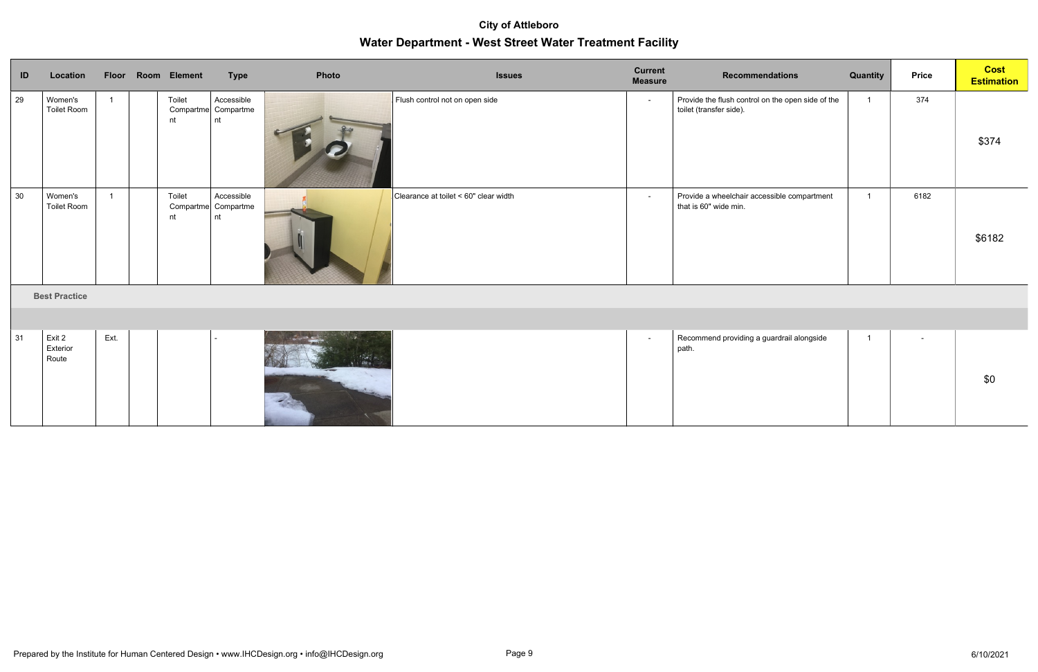**City of Attleboro**

# Water Department - West Street Water Treatment Facility

| ID | Location | Floor | Room | Element | Type | Photo | Issues | Current Measure | Recommendations | Quantity | Price | Cost Estimation |
|---|---|---|---|---|---|---|---|---|---|---|---|---|
| 29 | Women's Toilet Room | 1 | | Toilet Compartment | Accessible Compartment | | Flush control not on open side | - | Provide the flush control on the open side of the toilet (transfer side). | 1 | 374 | $374 |
| 30 | Women's Toilet Room | 1 | | Toilet Compartment | Accessible Compartment | | Clearance at toilet < 60" clear width | - | Provide a wheelchair accessible compartment that is 60" wide min. | 1 | 6182 | $6182 |
| **Best Practice** | | | | | | | | | | | | |
| 31 | Exit 2 Exterior Route | Ext. | | | - | | | - | Recommend providing a guardrail alongside path. | 1 | - | $0 |